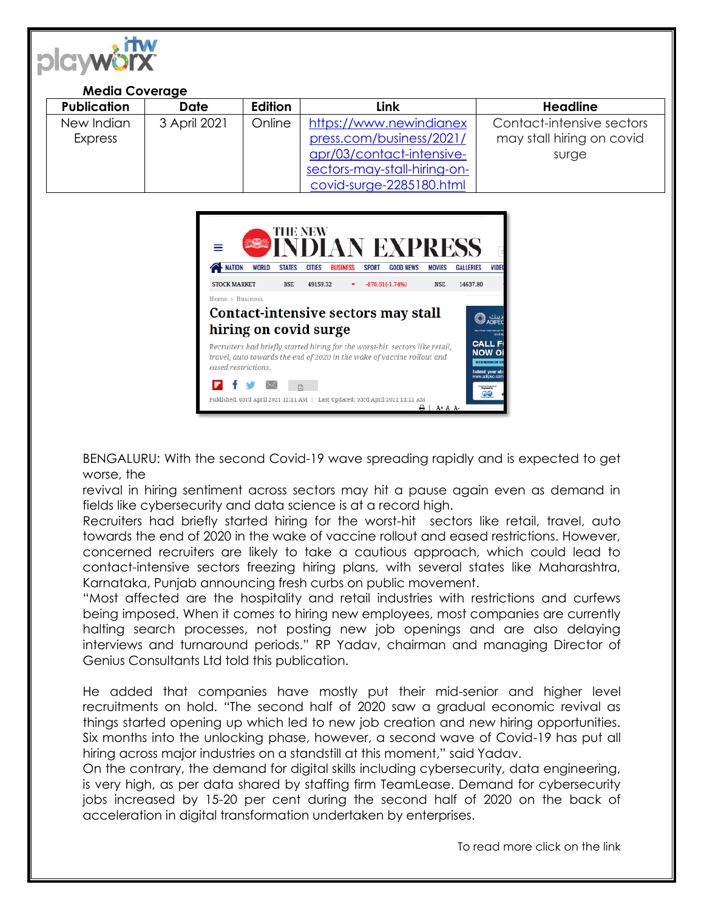**Media Coverage**

| Publication | Date | Edition | Link | Headline |
|---|---|---|---|---|
| New Indian Express | 3 April 2021 | Online | https://www.newindianexpress.com/business/2021/apr/03/contact-intensive-sectors-may-stall-hiring-on-covid-surge-2285180.html | Contact-intensive sectors may stall hiring on covid surge |

BENGALURU: With the second Covid-19 wave spreading rapidly and is expected to get worse, the revival in hiring sentiment across sectors may hit a pause again even as demand in fields like cybersecurity and data science is at a record high.

Recruiters had briefly started hiring for the worst-hit sectors like retail, travel, auto towards the end of 2020 in the wake of vaccine rollout and eased restrictions. However, concerned recruiters are likely to take a cautious approach, which could lead to contact-intensive sectors freezing hiring plans, with several states like Maharashtra, Karnataka, Punjab announcing fresh curbs on public movement.

"Most affected are the hospitality and retail industries with restrictions and curfews being imposed. When it comes to hiring new employees, most companies are currently halting search processes, not posting new job openings and are also delaying interviews and turnaround periods." RP Yadav, chairman and managing Director of Genius Consultants Ltd told this publication.

He added that companies have mostly put their mid-senior and higher level recruitments on hold. "The second half of 2020 saw a gradual economic revival as things started opening up which led to new job creation and new hiring opportunities. Six months into the unlocking phase, however, a second wave of Covid-19 has put all hiring across major industries on a standstill at this moment," said Yadav.

On the contrary, the demand for digital skills including cybersecurity, data engineering, is very high, as per data shared by staffing firm TeamLease. Demand for cybersecurity jobs increased by 15-20 per cent during the second half of 2020 on the back of acceleration in digital transformation undertaken by enterprises.

To read more click on the link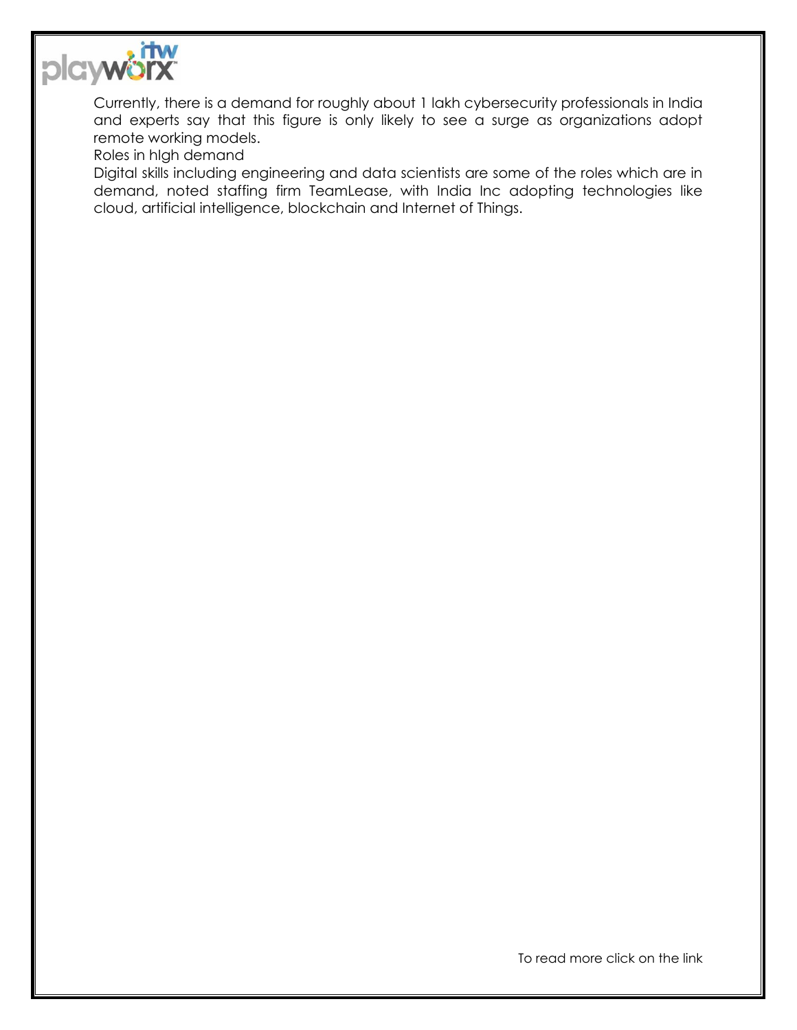Currently, there is a demand for roughly about 1 lakh cybersecurity professionals in India and experts say that this figure is only likely to see a surge as organizations adopt remote working models.

Roles in hIgh demand

Digital skills including engineering and data scientists are some of the roles which are in demand, noted staffing firm TeamLease, with India Inc adopting technologies like cloud, artificial intelligence, blockchain and Internet of Things.

To read more click on the link